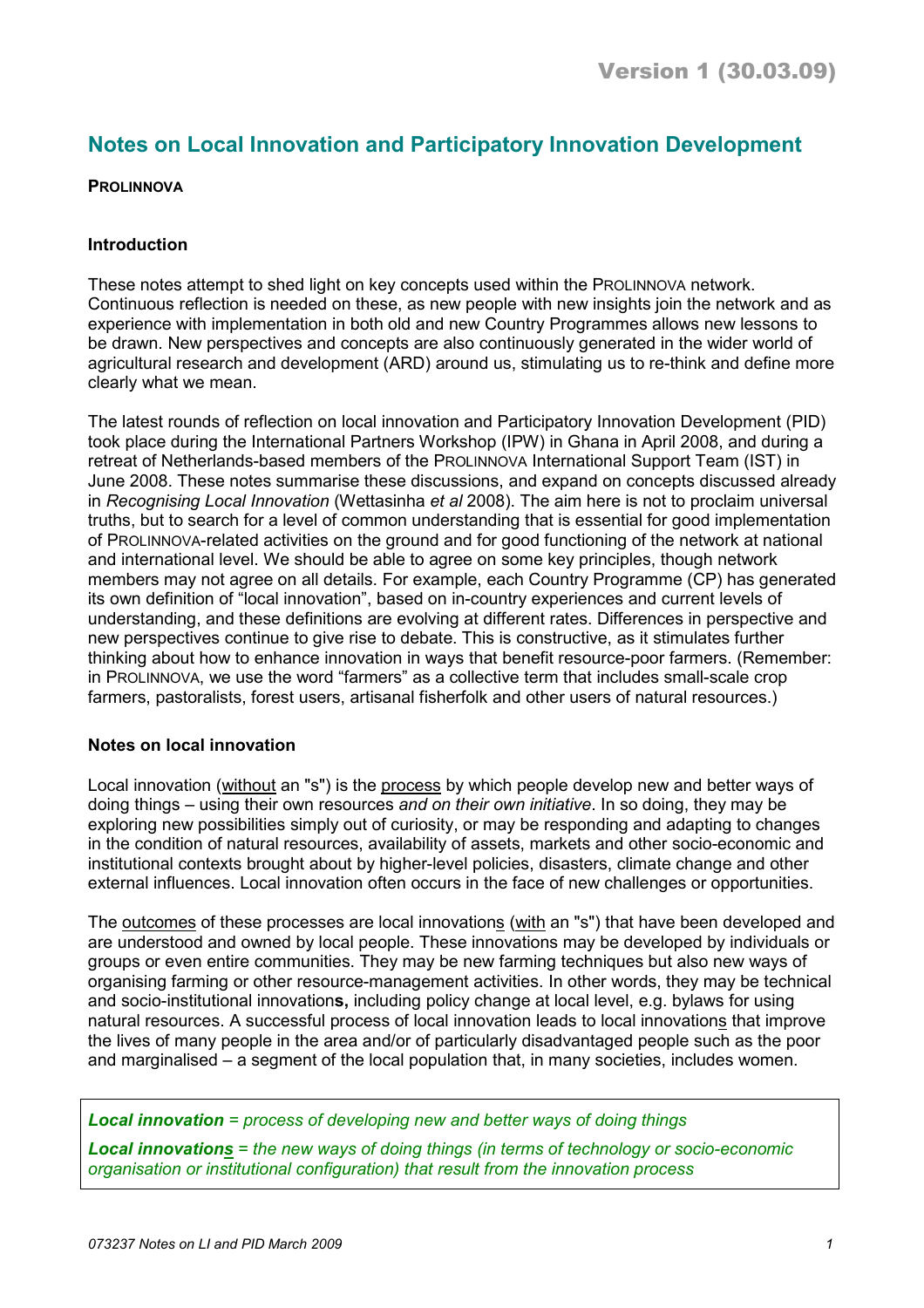Version 1 (30.03.09)

# Notes on Local Innovation and Participatory Innovation Development

**PROLINNOVA**

## Introduction

These notes attempt to shed light on key concepts used within the PROLINNOVA network. Continuous reflection is needed on these, as new people with new insights join the network and as experience with implementation in both old and new Country Programmes allows new lessons to be drawn. New perspectives and concepts are also continuously generated in the wider world of agricultural research and development (ARD) around us, stimulating us to re-think and define more clearly what we mean.

The latest rounds of reflection on local innovation and Participatory Innovation Development (PID) took place during the International Partners Workshop (IPW) in Ghana in April 2008, and during a retreat of Netherlands-based members of the PROLINNOVA International Support Team (IST) in June 2008. These notes summarise these discussions, and expand on concepts discussed already in *Recognising Local Innovation* (Wettasinha *et al* 2008). The aim here is not to proclaim universal truths, but to search for a level of common understanding that is essential for good implementation of PROLINNOVA-related activities on the ground and for good functioning of the network at national and international level. We should be able to agree on some key principles, though network members may not agree on all details. For example, each Country Programme (CP) has generated its own definition of "local innovation", based on in-country experiences and current levels of understanding, and these definitions are evolving at different rates. Differences in perspective and new perspectives continue to give rise to debate. This is constructive, as it stimulates further thinking about how to enhance innovation in ways that benefit resource-poor farmers. (Remember: in PROLINNOVA, we use the word "farmers" as a collective term that includes small-scale crop farmers, pastoralists, forest users, artisanal fisherfolk and other users of natural resources.)

## Notes on local innovation

Local innovation (without an "s") is the process by which people develop new and better ways of doing things – using their own resources *and on their own initiative*. In so doing, they may be exploring new possibilities simply out of curiosity, or may be responding and adapting to changes in the condition of natural resources, availability of assets, markets and other socio-economic and institutional contexts brought about by higher-level policies, disasters, climate change and other external influences. Local innovation often occurs in the face of new challenges or opportunities.

The outcomes of these processes are local innovations (with an "s") that have been developed and are understood and owned by local people. These innovations may be developed by individuals or groups or even entire communities. They may be new farming techniques but also new ways of organising farming or other resource-management activities. In other words, they may be technical and socio-institutional innovation**s**, including policy change at local level, e.g. bylaws for using natural resources. A successful process of local innovation leads to local innovations that improve the lives of many people in the area and/or of particularly disadvantaged people such as the poor and marginalised – a segment of the local population that, in many societies, includes women.

> ***Local innovation*** *= process of developing new and better ways of doing things*
>
> ***Local innovations*** *= the new ways of doing things (in terms of technology or socio-economic organisation or institutional configuration) that result from the innovation process*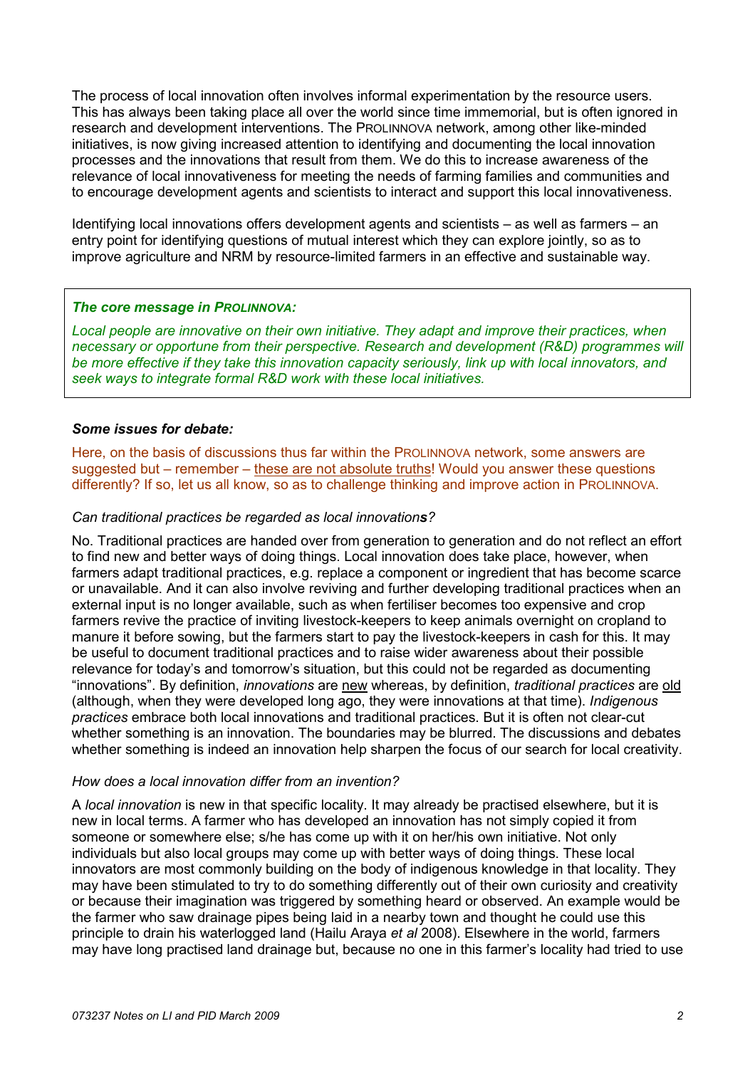The process of local innovation often involves informal experimentation by the resource users. This has always been taking place all over the world since time immemorial, but is often ignored in research and development interventions. The PROLINNOVA network, among other like-minded initiatives, is now giving increased attention to identifying and documenting the local innovation processes and the innovations that result from them. We do this to increase awareness of the relevance of local innovativeness for meeting the needs of farming families and communities and to encourage development agents and scientists to interact and support this local innovativeness.

Identifying local innovations offers development agents and scientists – as well as farmers – an entry point for identifying questions of mutual interest which they can explore jointly, so as to improve agriculture and NRM by resource-limited farmers in an effective and sustainable way.

> ***The core message in PROLINNOVA:***
>
> *Local people are innovative on their own initiative. They adapt and improve their practices, when necessary or opportune from their perspective. Research and development (R&D) programmes will be more effective if they take this innovation capacity seriously, link up with local innovators, and seek ways to integrate formal R&D work with these local initiatives.*

***Some issues for debate:***

Here, on the basis of discussions thus far within the PROLINNOVA network, some answers are suggested but – remember – <u>these are not absolute truths</u>! Would you answer these questions differently? If so, let us all know, so as to challenge thinking and improve action in PROLINNOVA.

*Can traditional practices be regarded as local innovation**s**?*

No. Traditional practices are handed over from generation to generation and do not reflect an effort to find new and better ways of doing things. Local innovation does take place, however, when farmers adapt traditional practices, e.g. replace a component or ingredient that has become scarce or unavailable. And it can also involve reviving and further developing traditional practices when an external input is no longer available, such as when fertiliser becomes too expensive and crop farmers revive the practice of inviting livestock-keepers to keep animals overnight on cropland to manure it before sowing, but the farmers start to pay the livestock-keepers in cash for this. It may be useful to document traditional practices and to raise wider awareness about their possible relevance for today's and tomorrow's situation, but this could not be regarded as documenting "innovations". By definition, *innovations* are <u>new</u> whereas, by definition, *traditional practices* are <u>old</u> (although, when they were developed long ago, they were innovations at that time). *Indigenous practices* embrace both local innovations and traditional practices. But it is often not clear-cut whether something is an innovation. The boundaries may be blurred. The discussions and debates whether something is indeed an innovation help sharpen the focus of our search for local creativity.

*How does a local innovation differ from an invention?*

A *local innovation* is new in that specific locality. It may already be practised elsewhere, but it is new in local terms. A farmer who has developed an innovation has not simply copied it from someone or somewhere else; s/he has come up with it on her/his own initiative. Not only individuals but also local groups may come up with better ways of doing things. These local innovators are most commonly building on the body of indigenous knowledge in that locality. They may have been stimulated to try to do something differently out of their own curiosity and creativity or because their imagination was triggered by something heard or observed. An example would be the farmer who saw drainage pipes being laid in a nearby town and thought he could use this principle to drain his waterlogged land (Hailu Araya *et al* 2008). Elsewhere in the world, farmers may have long practised land drainage but, because no one in this farmer's locality had tried to use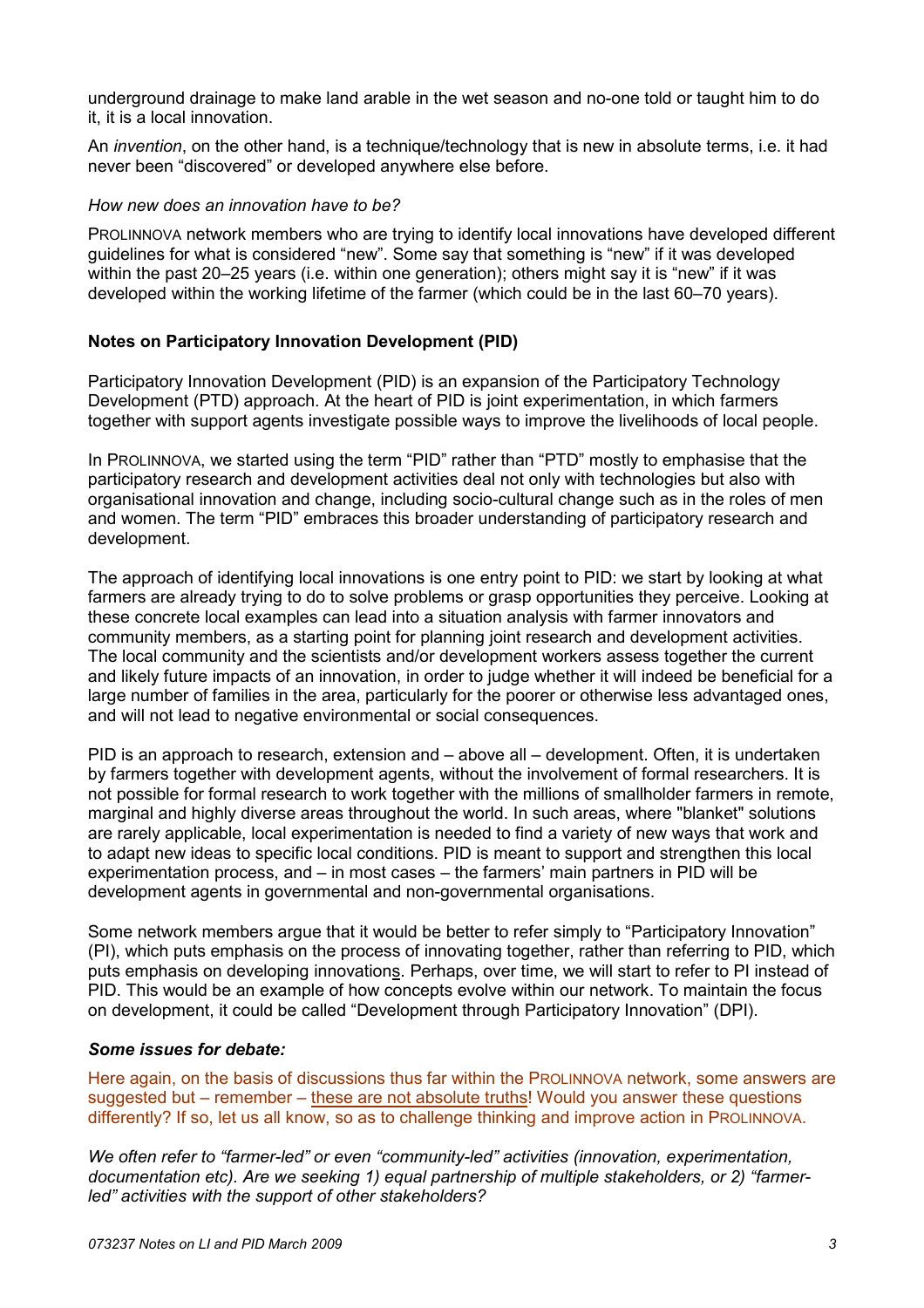underground drainage to make land arable in the wet season and no-one told or taught him to do it, it is a local innovation.

An *invention*, on the other hand, is a technique/technology that is new in absolute terms, i.e. it had never been "discovered" or developed anywhere else before.

*How new does an innovation have to be?*

PROLINNOVA network members who are trying to identify local innovations have developed different guidelines for what is considered "new". Some say that something is "new" if it was developed within the past 20–25 years (i.e. within one generation); others might say it is "new" if it was developed within the working lifetime of the farmer (which could be in the last 60–70 years).

**Notes on Participatory Innovation Development (PID)**

Participatory Innovation Development (PID) is an expansion of the Participatory Technology Development (PTD) approach. At the heart of PID is joint experimentation, in which farmers together with support agents investigate possible ways to improve the livelihoods of local people.

In PROLINNOVA, we started using the term "PID" rather than "PTD" mostly to emphasise that the participatory research and development activities deal not only with technologies but also with organisational innovation and change, including socio-cultural change such as in the roles of men and women. The term "PID" embraces this broader understanding of participatory research and development.

The approach of identifying local innovations is one entry point to PID: we start by looking at what farmers are already trying to do to solve problems or grasp opportunities they perceive. Looking at these concrete local examples can lead into a situation analysis with farmer innovators and community members, as a starting point for planning joint research and development activities. The local community and the scientists and/or development workers assess together the current and likely future impacts of an innovation, in order to judge whether it will indeed be beneficial for a large number of families in the area, particularly for the poorer or otherwise less advantaged ones, and will not lead to negative environmental or social consequences.

PID is an approach to research, extension and – above all – development. Often, it is undertaken by farmers together with development agents, without the involvement of formal researchers. It is not possible for formal research to work together with the millions of smallholder farmers in remote, marginal and highly diverse areas throughout the world. In such areas, where "blanket" solutions are rarely applicable, local experimentation is needed to find a variety of new ways that work and to adapt new ideas to specific local conditions. PID is meant to support and strengthen this local experimentation process, and – in most cases – the farmers' main partners in PID will be development agents in governmental and non-governmental organisations.

Some network members argue that it would be better to refer simply to "Participatory Innovation" (PI), which puts emphasis on the process of innovating together, rather than referring to PID, which puts emphasis on developing innovation<u>s</u>. Perhaps, over time, we will start to refer to PI instead of PID. This would be an example of how concepts evolve within our network. To maintain the focus on development, it could be called "Development through Participatory Innovation" (DPI).

***Some issues for debate:***

Here again, on the basis of discussions thus far within the PROLINNOVA network, some answers are suggested but – remember – <u>these are not absolute truths</u>! Would you answer these questions differently? If so, let us all know, so as to challenge thinking and improve action in PROLINNOVA.

*We often refer to "farmer-led" or even "community-led" activities (innovation, experimentation, documentation etc). Are we seeking 1) equal partnership of multiple stakeholders, or 2) "farmer-led" activities with the support of other stakeholders?*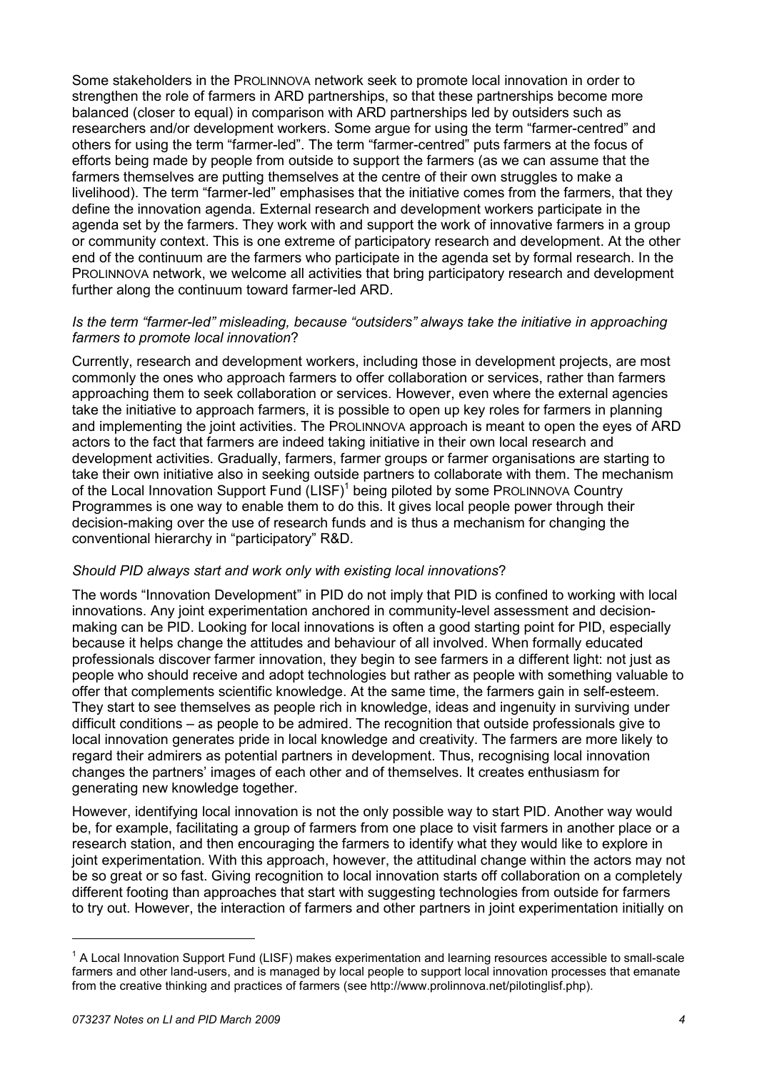Some stakeholders in the PROLINNOVA network seek to promote local innovation in order to strengthen the role of farmers in ARD partnerships, so that these partnerships become more balanced (closer to equal) in comparison with ARD partnerships led by outsiders such as researchers and/or development workers. Some argue for using the term "farmer-centred" and others for using the term "farmer-led". The term "farmer-centred" puts farmers at the focus of efforts being made by people from outside to support the farmers (as we can assume that the farmers themselves are putting themselves at the centre of their own struggles to make a livelihood). The term "farmer-led" emphasises that the initiative comes from the farmers, that they define the innovation agenda. External research and development workers participate in the agenda set by the farmers. They work with and support the work of innovative farmers in a group or community context. This is one extreme of participatory research and development. At the other end of the continuum are the farmers who participate in the agenda set by formal research. In the PROLINNOVA network, we welcome all activities that bring participatory research and development further along the continuum toward farmer-led ARD.

*Is the term "farmer-led" misleading, because "outsiders" always take the initiative in approaching farmers to promote local innovation*?

Currently, research and development workers, including those in development projects, are most commonly the ones who approach farmers to offer collaboration or services, rather than farmers approaching them to seek collaboration or services. However, even where the external agencies take the initiative to approach farmers, it is possible to open up key roles for farmers in planning and implementing the joint activities. The PROLINNOVA approach is meant to open the eyes of ARD actors to the fact that farmers are indeed taking initiative in their own local research and development activities. Gradually, farmers, farmer groups or farmer organisations are starting to take their own initiative also in seeking outside partners to collaborate with them. The mechanism of the Local Innovation Support Fund (LISF)[1] being piloted by some PROLINNOVA Country Programmes is one way to enable them to do this. It gives local people power through their decision-making over the use of research funds and is thus a mechanism for changing the conventional hierarchy in "participatory" R&D.

*Should PID always start and work only with existing local innovations*?

The words "Innovation Development" in PID do not imply that PID is confined to working with local innovations. Any joint experimentation anchored in community-level assessment and decision-making can be PID. Looking for local innovations is often a good starting point for PID, especially because it helps change the attitudes and behaviour of all involved. When formally educated professionals discover farmer innovation, they begin to see farmers in a different light: not just as people who should receive and adopt technologies but rather as people with something valuable to offer that complements scientific knowledge. At the same time, the farmers gain in self-esteem. They start to see themselves as people rich in knowledge, ideas and ingenuity in surviving under difficult conditions – as people to be admired. The recognition that outside professionals give to local innovation generates pride in local knowledge and creativity. The farmers are more likely to regard their admirers as potential partners in development. Thus, recognising local innovation changes the partners' images of each other and of themselves. It creates enthusiasm for generating new knowledge together.

However, identifying local innovation is not the only possible way to start PID. Another way would be, for example, facilitating a group of farmers from one place to visit farmers in another place or a research station, and then encouraging the farmers to identify what they would like to explore in joint experimentation. With this approach, however, the attitudinal change within the actors may not be so great or so fast. Giving recognition to local innovation starts off collaboration on a completely different footing than approaches that start with suggesting technologies from outside for farmers to try out. However, the interaction of farmers and other partners in joint experimentation initially on

[1] A Local Innovation Support Fund (LISF) makes experimentation and learning resources accessible to small-scale farmers and other land-users, and is managed by local people to support local innovation processes that emanate from the creative thinking and practices of farmers (see http://www.prolinnova.net/pilotinglisf.php).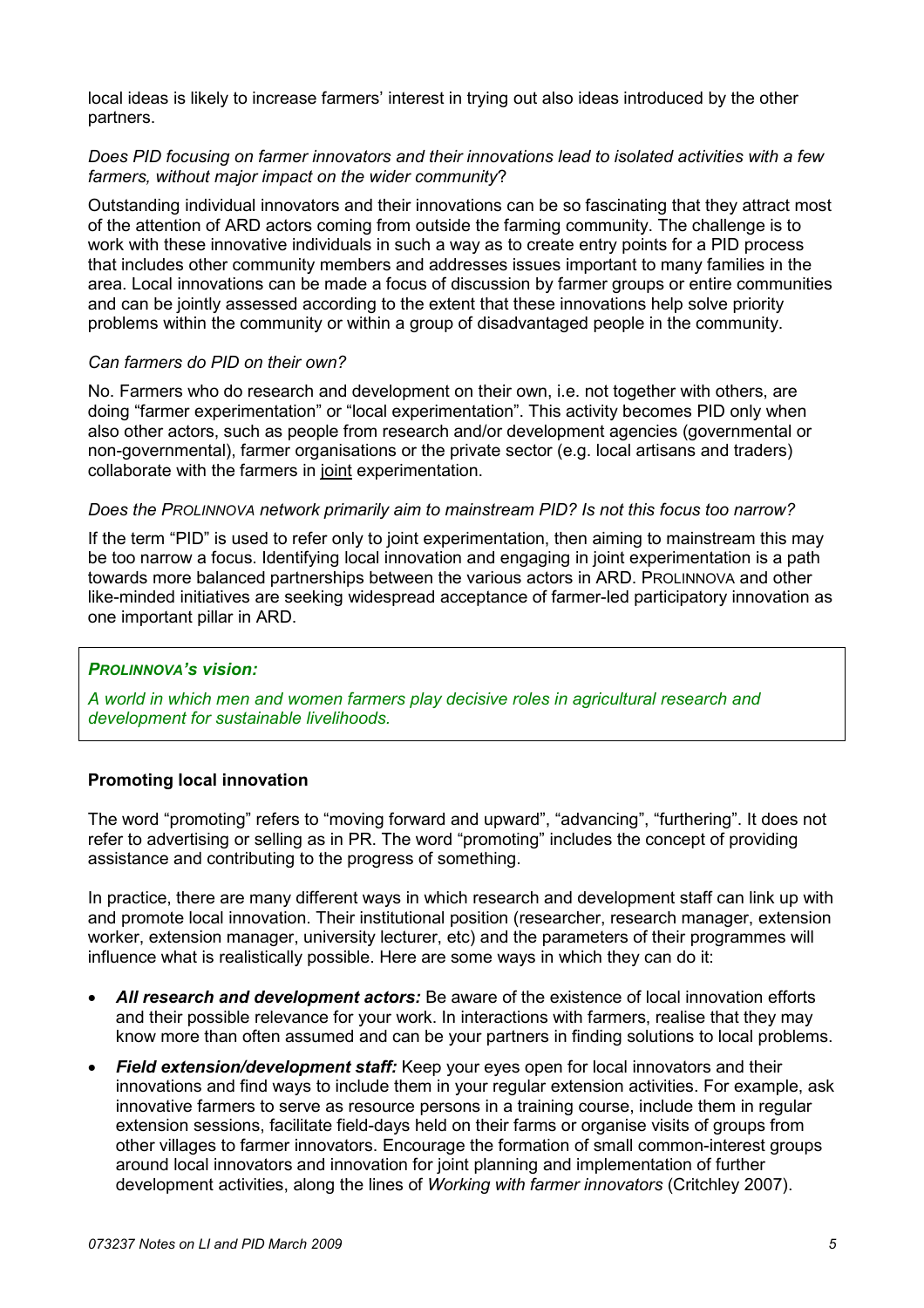local ideas is likely to increase farmers' interest in trying out also ideas introduced by the other partners.

*Does PID focusing on farmer innovators and their innovations lead to isolated activities with a few farmers, without major impact on the wider community*?

Outstanding individual innovators and their innovations can be so fascinating that they attract most of the attention of ARD actors coming from outside the farming community. The challenge is to work with these innovative individuals in such a way as to create entry points for a PID process that includes other community members and addresses issues important to many families in the area. Local innovations can be made a focus of discussion by farmer groups or entire communities and can be jointly assessed according to the extent that these innovations help solve priority problems within the community or within a group of disadvantaged people in the community.

*Can farmers do PID on their own?*

No. Farmers who do research and development on their own, i.e. not together with others, are doing "farmer experimentation" or "local experimentation". This activity becomes PID only when also other actors, such as people from research and/or development agencies (governmental or non-governmental), farmer organisations or the private sector (e.g. local artisans and traders) collaborate with the farmers in <u>joint</u> experimentation.

*Does the PROLINNOVA network primarily aim to mainstream PID? Is not this focus too narrow?*

If the term "PID" is used to refer only to joint experimentation, then aiming to mainstream this may be too narrow a focus. Identifying local innovation and engaging in joint experimentation is a path towards more balanced partnerships between the various actors in ARD. PROLINNOVA and other like-minded initiatives are seeking widespread acceptance of farmer-led participatory innovation as one important pillar in ARD.

> ***PROLINNOVA's vision:***
>
> *A world in which men and women farmers play decisive roles in agricultural research and development for sustainable livelihoods.*

**Promoting local innovation**

The word "promoting" refers to "moving forward and upward", "advancing", "furthering". It does not refer to advertising or selling as in PR. The word "promoting" includes the concept of providing assistance and contributing to the progress of something.

In practice, there are many different ways in which research and development staff can link up with and promote local innovation. Their institutional position (researcher, research manager, extension worker, extension manager, university lecturer, etc) and the parameters of their programmes will influence what is realistically possible. Here are some ways in which they can do it:

- ***All research and development actors:*** Be aware of the existence of local innovation efforts and their possible relevance for your work. In interactions with farmers, realise that they may know more than often assumed and can be your partners in finding solutions to local problems.
- ***Field extension/development staff:*** Keep your eyes open for local innovators and their innovations and find ways to include them in your regular extension activities. For example, ask innovative farmers to serve as resource persons in a training course, include them in regular extension sessions, facilitate field-days held on their farms or organise visits of groups from other villages to farmer innovators. Encourage the formation of small common-interest groups around local innovators and innovation for joint planning and implementation of further development activities, along the lines of *Working with farmer innovators* (Critchley 2007).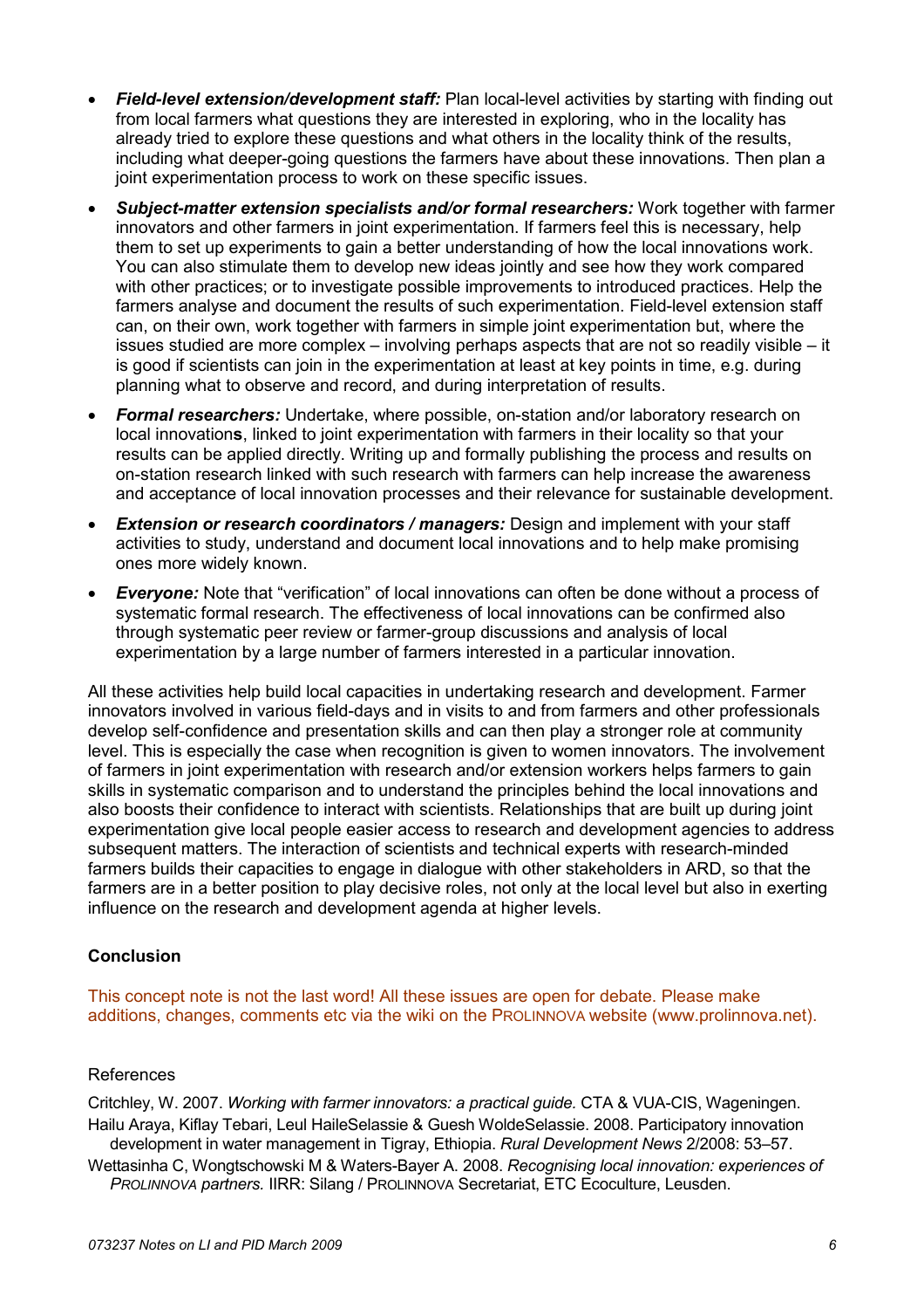- ***Field-level extension/development staff:*** Plan local-level activities by starting with finding out from local farmers what questions they are interested in exploring, who in the locality has already tried to explore these questions and what others in the locality think of the results, including what deeper-going questions the farmers have about these innovations. Then plan a joint experimentation process to work on these specific issues.
- ***Subject-matter extension specialists and/or formal researchers:*** Work together with farmer innovators and other farmers in joint experimentation. If farmers feel this is necessary, help them to set up experiments to gain a better understanding of how the local innovations work. You can also stimulate them to develop new ideas jointly and see how they work compared with other practices; or to investigate possible improvements to introduced practices. Help the farmers analyse and document the results of such experimentation. Field-level extension staff can, on their own, work together with farmers in simple joint experimentation but, where the issues studied are more complex – involving perhaps aspects that are not so readily visible – it is good if scientists can join in the experimentation at least at key points in time, e.g. during planning what to observe and record, and during interpretation of results.
- ***Formal researchers:*** Undertake, where possible, on-station and/or laboratory research on local innovation**s**, linked to joint experimentation with farmers in their locality so that your results can be applied directly. Writing up and formally publishing the process and results on on-station research linked with such research with farmers can help increase the awareness and acceptance of local innovation processes and their relevance for sustainable development.
- ***Extension or research coordinators / managers:*** Design and implement with your staff activities to study, understand and document local innovations and to help make promising ones more widely known.
- ***Everyone:*** Note that "verification" of local innovations can often be done without a process of systematic formal research. The effectiveness of local innovations can be confirmed also through systematic peer review or farmer-group discussions and analysis of local experimentation by a large number of farmers interested in a particular innovation.

All these activities help build local capacities in undertaking research and development. Farmer innovators involved in various field-days and in visits to and from farmers and other professionals develop self-confidence and presentation skills and can then play a stronger role at community level. This is especially the case when recognition is given to women innovators. The involvement of farmers in joint experimentation with research and/or extension workers helps farmers to gain skills in systematic comparison and to understand the principles behind the local innovations and also boosts their confidence to interact with scientists. Relationships that are built up during joint experimentation give local people easier access to research and development agencies to address subsequent matters. The interaction of scientists and technical experts with research-minded farmers builds their capacities to engage in dialogue with other stakeholders in ARD, so that the farmers are in a better position to play decisive roles, not only at the local level but also in exerting influence on the research and development agenda at higher levels.

## Conclusion

This concept note is not the last word! All these issues are open for debate. Please make additions, changes, comments etc via the wiki on the PROLINNOVA website (www.prolinnova.net).

References

Critchley, W. 2007. *Working with farmer innovators: a practical guide.* CTA & VUA-CIS, Wageningen.

Hailu Araya, Kiflay Tebari, Leul HaileSelassie & Guesh WoldeSelassie. 2008. Participatory innovation development in water management in Tigray, Ethiopia. *Rural Development News* 2/2008: 53–57.

Wettasinha C, Wongtschowski M & Waters-Bayer A. 2008. *Recognising local innovation: experiences of PROLINNOVA partners.* IIRR: Silang / PROLINNOVA Secretariat, ETC Ecoculture, Leusden.